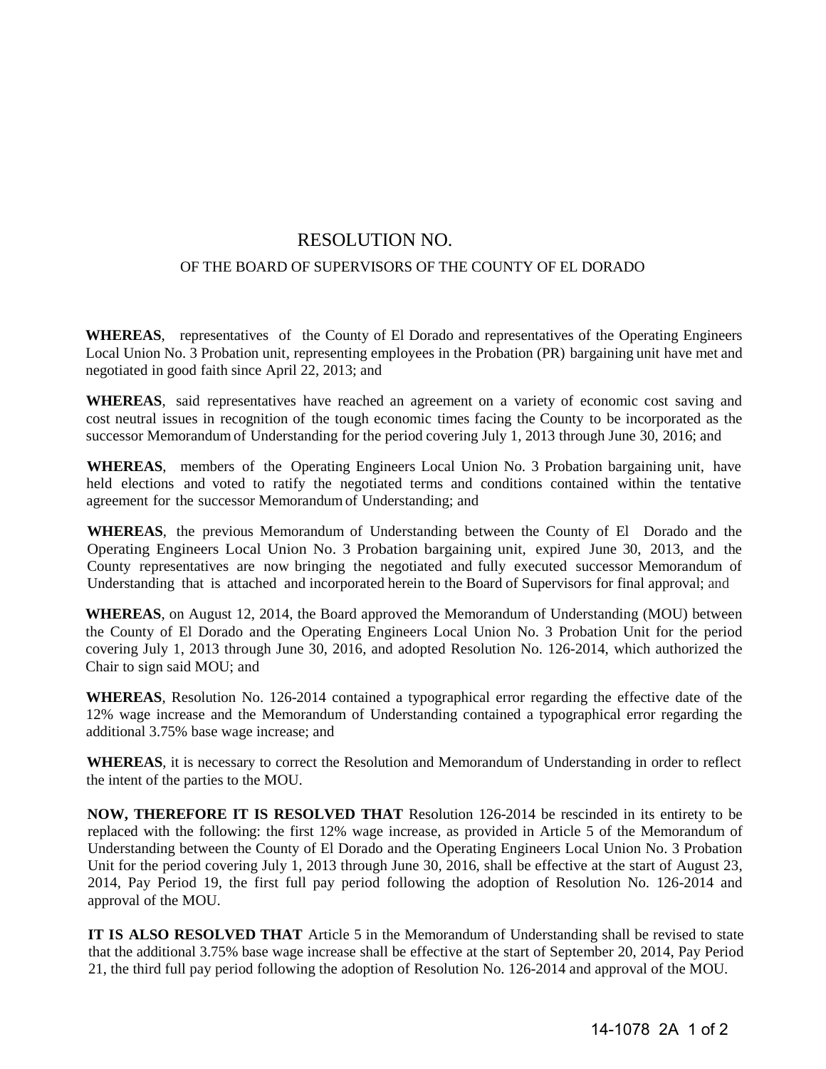# RESOLUTION NO.

## OF THE BOARD OF SUPERVISORS OF THE COUNTY OF EL DORADO

**WHEREAS**, representatives of the County of El Dorado and representatives of the Operating Engineers Local Union No. 3 Probation unit, representing employees in the Probation (PR) bargaining unit have met and negotiated in good faith since April 22, 2013; and

**WHEREAS**, said representatives have reached an agreement on a variety of economic cost saving and cost neutral issues in recognition of the tough economic times facing the County to be incorporated as the successor Memorandum of Understanding for the period covering July 1, 2013 through June 30, 2016; and

**WHEREAS**, members of the Operating Engineers Local Union No. 3 Probation bargaining unit, have held elections and voted to ratify the negotiated terms and conditions contained within the tentative agreement for the successor Memorandum of Understanding; and

**WHEREAS**, the previous Memorandum of Understanding between the County of El Dorado and the Operating Engineers Local Union No. 3 Probation bargaining unit, expired June 30, 2013, and the County representatives are now bringing the negotiated and fully executed successor Memorandum of Understanding that is attached and incorporated herein to the Board of Supervisors for final approval; and

**WHEREAS**, on August 12, 2014, the Board approved the Memorandum of Understanding (MOU) between the County of El Dorado and the Operating Engineers Local Union No. 3 Probation Unit for the period covering July 1, 2013 through June 30, 2016, and adopted Resolution No. 126-2014, which authorized the Chair to sign said MOU; and

**WHEREAS**, Resolution No. 126-2014 contained a typographical error regarding the effective date of the 12% wage increase and the Memorandum of Understanding contained a typographical error regarding the additional 3.75% base wage increase; and

**WHEREAS**, it is necessary to correct the Resolution and Memorandum of Understanding in order to reflect the intent of the parties to the MOU.

**NOW, THEREFORE IT IS RESOLVED THAT** Resolution 126-2014 be rescinded in its entirety to be replaced with the following: the first 12% wage increase, as provided in Article 5 of the Memorandum of Understanding between the County of El Dorado and the Operating Engineers Local Union No. 3 Probation Unit for the period covering July 1, 2013 through June 30, 2016, shall be effective at the start of August 23, 2014, Pay Period 19, the first full pay period following the adoption of Resolution No. 126-2014 and approval of the MOU.

**IT IS ALSO RESOLVED THAT** Article 5 in the Memorandum of Understanding shall be revised to state that the additional 3.75% base wage increase shall be effective at the start of September 20, 2014, Pay Period 21, the third full pay period following the adoption of Resolution No. 126-2014 and approval of the MOU.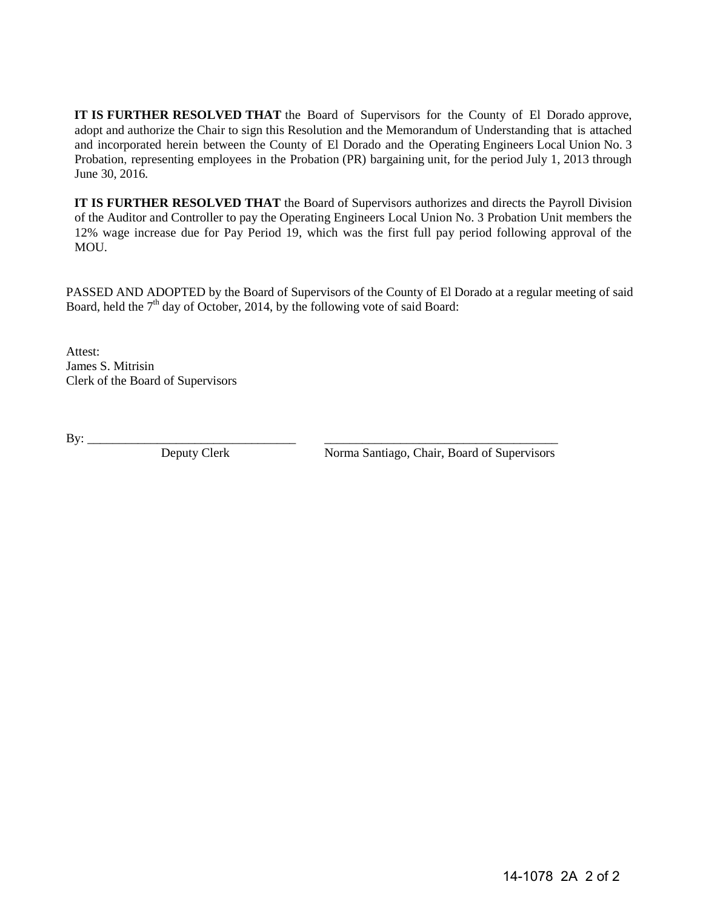**IT IS FURTHER RESOLVED THAT** the Board of Supervisors for the County of El Dorado approve, adopt and authorize the Chair to sign this Resolution and the Memorandum of Understanding that is attached and incorporated herein between the County of El Dorado and the Operating Engineers Local Union No. 3 Probation, representing employees in the Probation (PR) bargaining unit, for the period July 1, 2013 through June 30, 2016.

**IT IS FURTHER RESOLVED THAT** the Board of Supervisors authorizes and directs the Payroll Division of the Auditor and Controller to pay the Operating Engineers Local Union No. 3 Probation Unit members the 12% wage increase due for Pay Period 19, which was the first full pay period following approval of the MOU.

PASSED AND ADOPTED by the Board of Supervisors of the County of El Dorado at a regular meeting of said Board, held the 7th day of October, 2014, by the following vote of said Board:

Attest:
James S. Mitrisin
Clerk of the Board of Supervisors

By: _________________________________ _____________________________________

Deputy Clerk Norma Santiago, Chair, Board of Supervisors

14-1078 2A